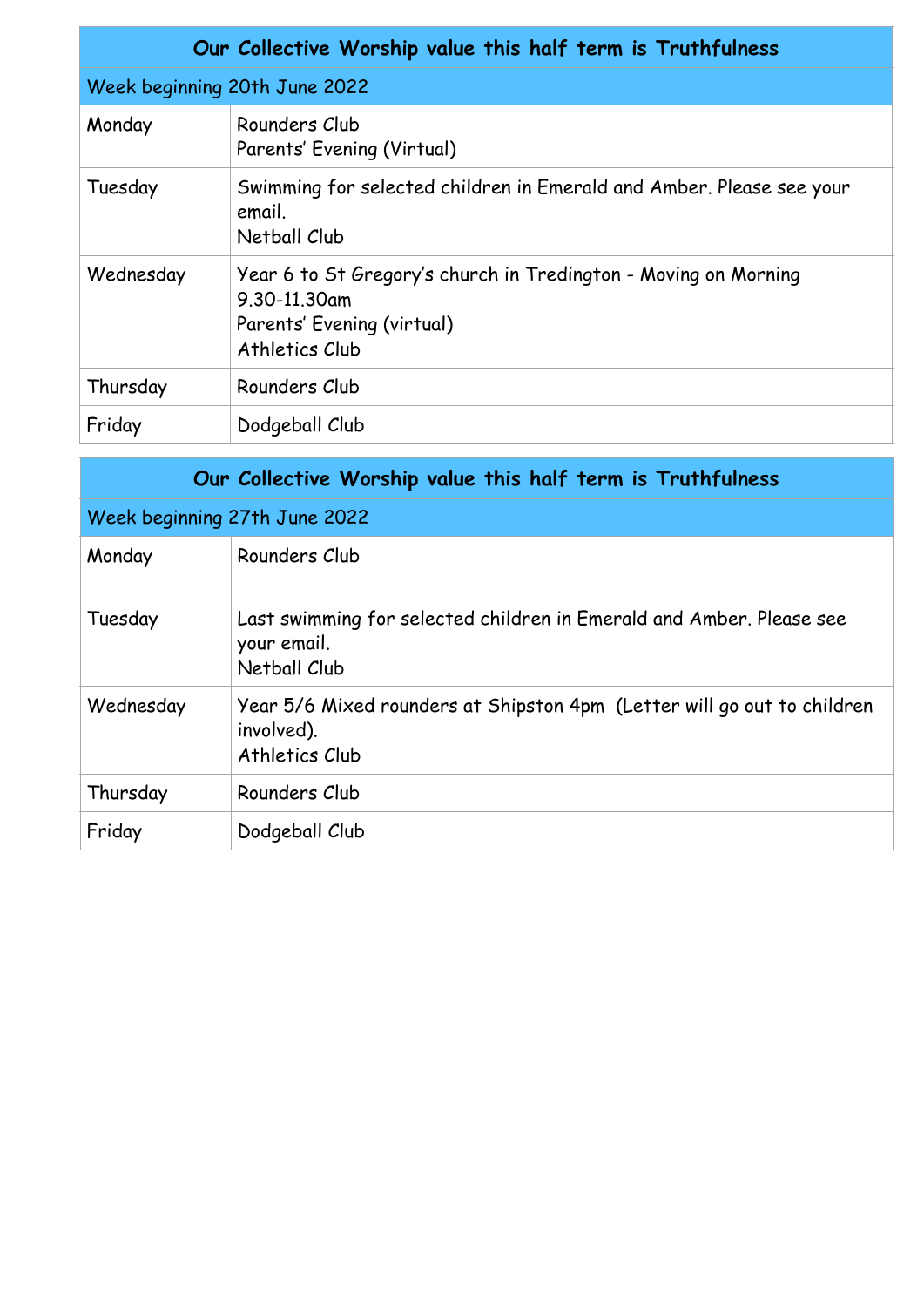| Our Collective Worship value this half term is Truthfulness | |
|---|---|
| Week beginning 20th June 2022 | |
| Monday | Rounders Club<br>Parents' Evening (Virtual) |
| Tuesday | Swimming for selected children in Emerald and Amber. Please see your email.<br>Netball Club |
| Wednesday | Year 6 to St Gregory's church in Tredington - Moving on Morning 9.30-11.30am<br>Parents' Evening (virtual)<br>Athletics Club |
| Thursday | Rounders Club |
| Friday | Dodgeball Club |

| Our Collective Worship value this half term is Truthfulness | |
|---|---|
| Week beginning 27th June 2022 | |
| Monday | Rounders Club |
| Tuesday | Last swimming for selected children in Emerald and Amber. Please see your email.<br>Netball Club |
| Wednesday | Year 5/6 Mixed rounders at Shipston 4pm (Letter will go out to children involved).<br>Athletics Club |
| Thursday | Rounders Club |
| Friday | Dodgeball Club |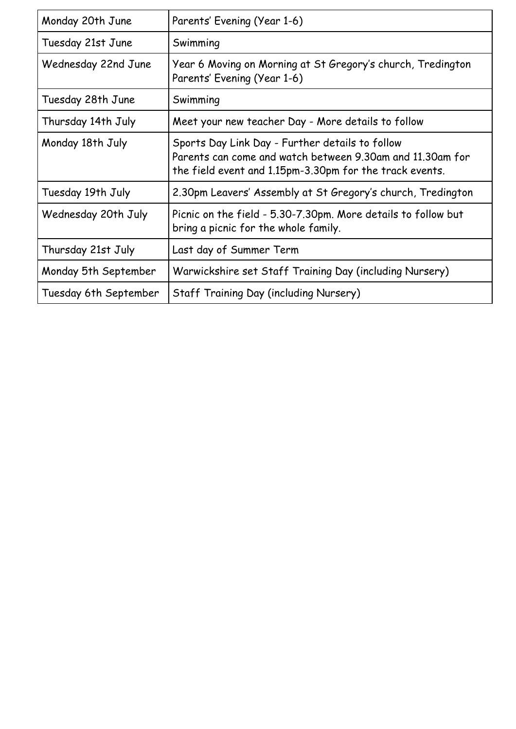| | |
|---|---|
| Monday 20th June | Parents' Evening (Year 1-6) |
| Tuesday 21st June | Swimming |
| Wednesday 22nd June | Year 6 Moving on Morning at St Gregory's church, Tredington<br>Parents' Evening (Year 1-6) |
| Tuesday 28th June | Swimming |
| Thursday 14th July | Meet your new teacher Day - More details to follow |
| Monday 18th July | Sports Day Link Day - Further details to follow<br>Parents can come and watch between 9.30am and 11.30am for the field event and 1.15pm-3.30pm for the track events. |
| Tuesday 19th July | 2.30pm Leavers' Assembly at St Gregory's church, Tredington |
| Wednesday 20th July | Picnic on the field - 5.30-7.30pm. More details to follow but bring a picnic for the whole family. |
| Thursday 21st July | Last day of Summer Term |
| Monday 5th September | Warwickshire set Staff Training Day (including Nursery) |
| Tuesday 6th September | Staff Training Day (including Nursery) |